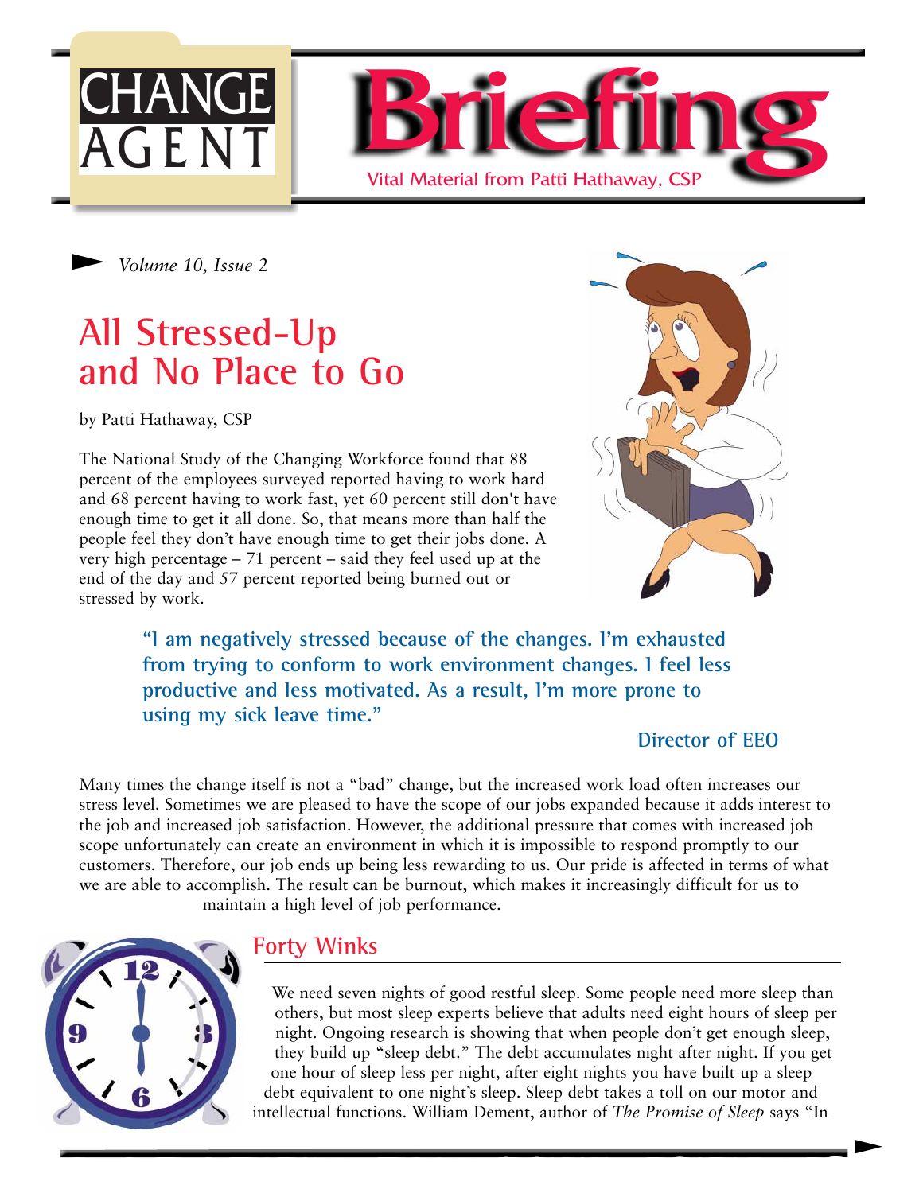# CHANGE AGENT Briefing

Vital Material from Patti Hathaway, CSP

*Volume 10, Issue 2*

## All Stressed-Up and No Place to Go

by Patti Hathaway, CSP

The National Study of the Changing Workforce found that 88 percent of the employees surveyed reported having to work hard and 68 percent having to work fast, yet 60 percent still don't have enough time to get it all done. So, that means more than half the people feel they don't have enough time to get their jobs done. A very high percentage – 71 percent – said they feel used up at the end of the day and 57 percent reported being burned out or stressed by work.

> **"I am negatively stressed because of the changes. I'm exhausted from trying to conform to work environment changes. I feel less productive and less motivated. As a result, I'm more prone to using my sick leave time."**
>
> **Director of EEO**

Many times the change itself is not a "bad" change, but the increased work load often increases our stress level. Sometimes we are pleased to have the scope of our jobs expanded because it adds interest to the job and increased job satisfaction. However, the additional pressure that comes with increased job scope unfortunately can create an environment in which it is impossible to respond promptly to our customers. Therefore, our job ends up being less rewarding to us. Our pride is affected in terms of what we are able to accomplish. The result can be burnout, which makes it increasingly difficult for us to maintain a high level of job performance.

### Forty Winks

We need seven nights of good restful sleep. Some people need more sleep than others, but most sleep experts believe that adults need eight hours of sleep per night. Ongoing research is showing that when people don't get enough sleep, they build up "sleep debt." The debt accumulates night after night. If you get one hour of sleep less per night, after eight nights you have built up a sleep debt equivalent to one night's sleep. Sleep debt takes a toll on our motor and intellectual functions. William Dement, author of *The Promise of Sleep* says "In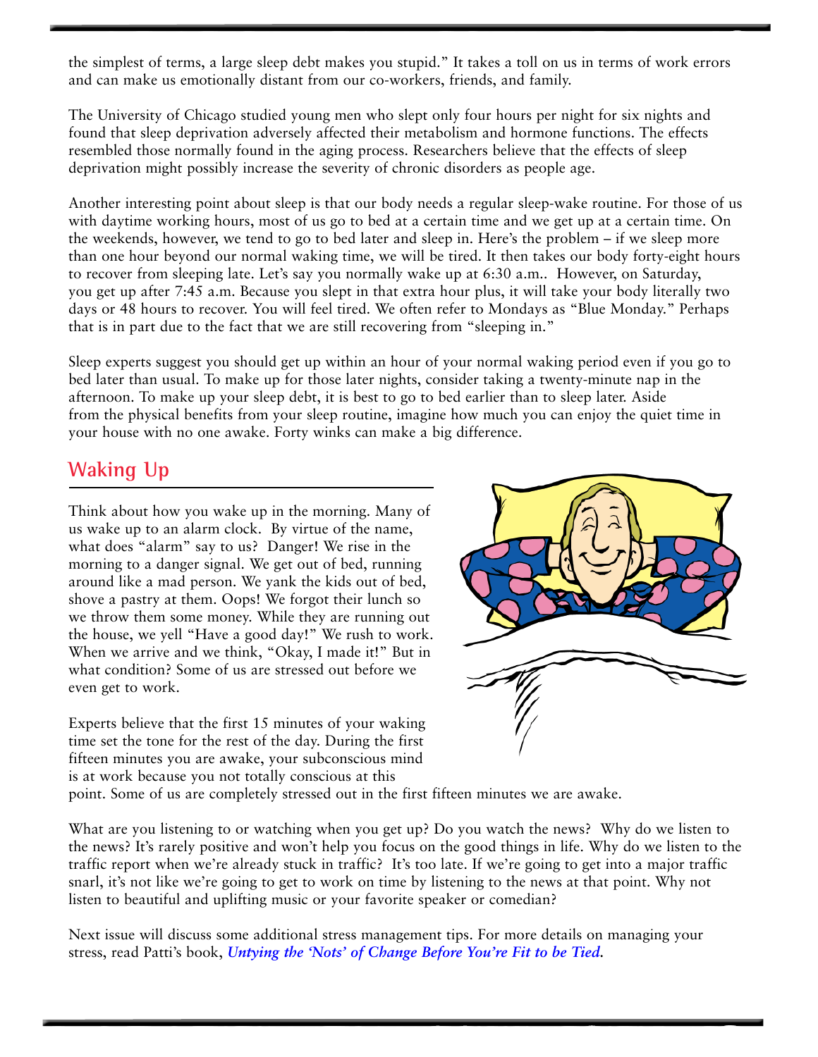the simplest of terms, a large sleep debt makes you stupid." It takes a toll on us in terms of work errors and can make us emotionally distant from our co-workers, friends, and family.

The University of Chicago studied young men who slept only four hours per night for six nights and found that sleep deprivation adversely affected their metabolism and hormone functions. The effects resembled those normally found in the aging process. Researchers believe that the effects of sleep deprivation might possibly increase the severity of chronic disorders as people age.

Another interesting point about sleep is that our body needs a regular sleep-wake routine. For those of us with daytime working hours, most of us go to bed at a certain time and we get up at a certain time. On the weekends, however, we tend to go to bed later and sleep in. Here's the problem – if we sleep more than one hour beyond our normal waking time, we will be tired. It then takes our body forty-eight hours to recover from sleeping late. Let's say you normally wake up at 6:30 a.m.. However, on Saturday, you get up after 7:45 a.m. Because you slept in that extra hour plus, it will take your body literally two days or 48 hours to recover. You will feel tired. We often refer to Mondays as "Blue Monday." Perhaps that is in part due to the fact that we are still recovering from "sleeping in."

Sleep experts suggest you should get up within an hour of your normal waking period even if you go to bed later than usual. To make up for those later nights, consider taking a twenty-minute nap in the afternoon. To make up your sleep debt, it is best to go to bed earlier than to sleep later. Aside from the physical benefits from your sleep routine, imagine how much you can enjoy the quiet time in your house with no one awake. Forty winks can make a big difference.

## Waking Up

Think about how you wake up in the morning. Many of us wake up to an alarm clock. By virtue of the name, what does "alarm" say to us? Danger! We rise in the morning to a danger signal. We get out of bed, running around like a mad person. We yank the kids out of bed, shove a pastry at them. Oops! We forgot their lunch so we throw them some money. While they are running out the house, we yell "Have a good day!" We rush to work. When we arrive and we think, "Okay, I made it!" But in what condition? Some of us are stressed out before we even get to work.

Experts believe that the first 15 minutes of your waking time set the tone for the rest of the day. During the first fifteen minutes you are awake, your subconscious mind is at work because you not totally conscious at this point. Some of us are completely stressed out in the first fifteen minutes we are awake.

What are you listening to or watching when you get up? Do you watch the news? Why do we listen to the news? It's rarely positive and won't help you focus on the good things in life. Why do we listen to the traffic report when we're already stuck in traffic? It's too late. If we're going to get into a major traffic snarl, it's not like we're going to get to work on time by listening to the news at that point. Why not listen to beautiful and uplifting music or your favorite speaker or comedian?

Next issue will discuss some additional stress management tips. For more details on managing your stress, read Patti's book, ***Untying the 'Nots' of Change Before You're Fit to be Tied.***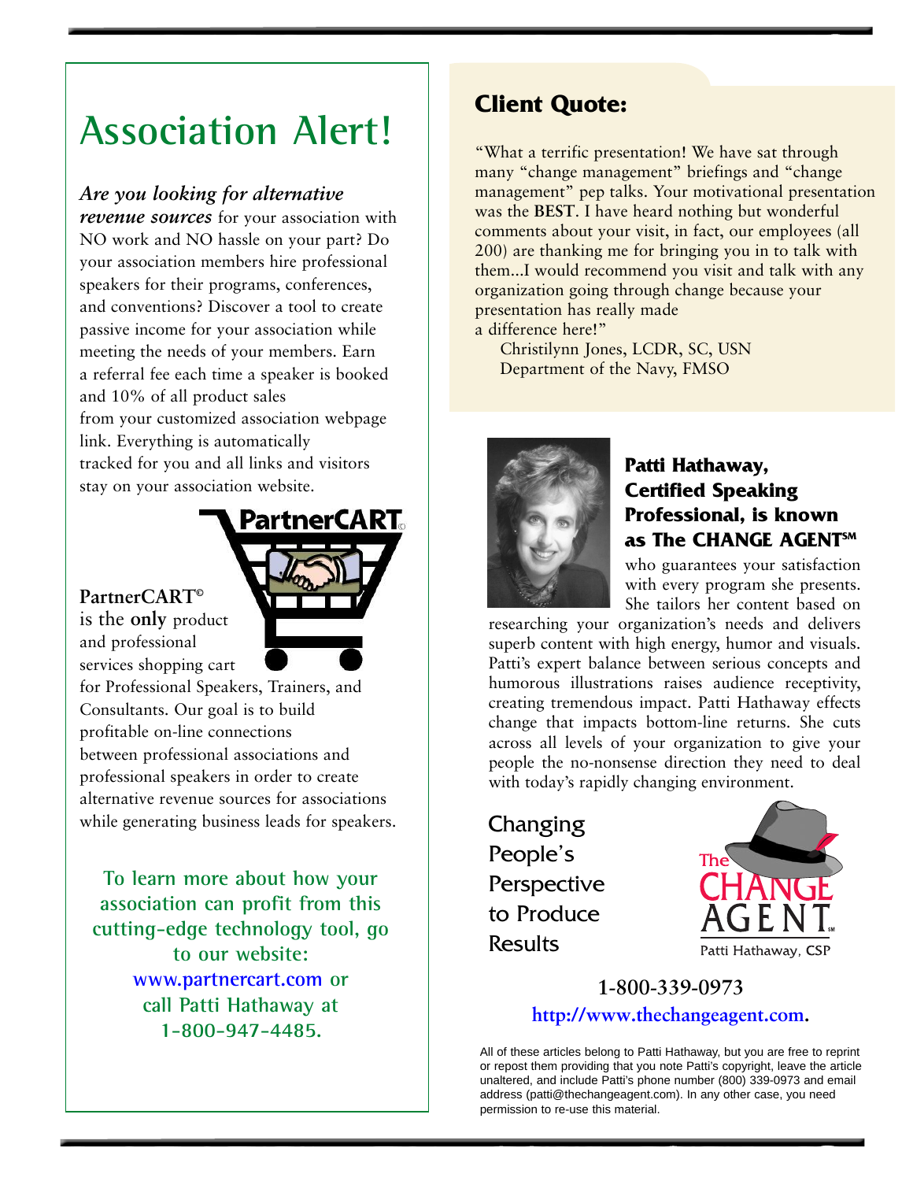# Association Alert!

***Are you looking for alternative revenue sources*** for your association with NO work and NO hassle on your part? Do your association members hire professional speakers for their programs, conferences, and conventions? Discover a tool to create passive income for your association while meeting the needs of your members. Earn a referral fee each time a speaker is booked and 10% of all product sales from your customized association webpage link. Everything is automatically tracked for you and all links and visitors stay on your association website.

PartnerCART©

**PartnerCART©** is the **only** product and professional services shopping cart for Professional Speakers, Trainers, and Consultants. Our goal is to build profitable on-line connections between professional associations and professional speakers in order to create alternative revenue sources for associations while generating business leads for speakers.

To learn more about how your association can profit from this cutting-edge technology tool, go to our website: www.partnercart.com or call Patti Hathaway at 1-800-947-4485.

## Client Quote:

"What a terrific presentation! We have sat through many "change management" briefings and "change management" pep talks. Your motivational presentation was the **BEST**. I have heard nothing but wonderful comments about your visit, in fact, our employees (all 200) are thanking me for bringing you in to talk with them...I would recommend you visit and talk with any organization going through change because your presentation has really made a difference here!"

Christilynn Jones, LCDR, SC, USN
Department of the Navy, FMSO

**Patti Hathaway, Certified Speaking Professional, is known as The CHANGE AGENT℠** who guarantees your satisfaction with every program she presents. She tailors her content based on researching your organization's needs and delivers superb content with high energy, humor and visuals. Patti's expert balance between serious concepts and humorous illustrations raises audience receptivity, creating tremendous impact. Patti Hathaway effects change that impacts bottom-line returns. She cuts across all levels of your organization to give your people the no-nonsense direction they need to deal with today's rapidly changing environment.

Changing People's Perspective to Produce Results

The CHANGE AGENT℠
Patti Hathaway, CSP

**1-800-339-0973**

**http://www.thechangeagent.com.**

All of these articles belong to Patti Hathaway, but you are free to reprint or repost them providing that you note Patti's copyright, leave the article unaltered, and include Patti's phone number (800) 339-0973 and email address (patti@thechangeagent.com). In any other case, you need permission to re-use this material.